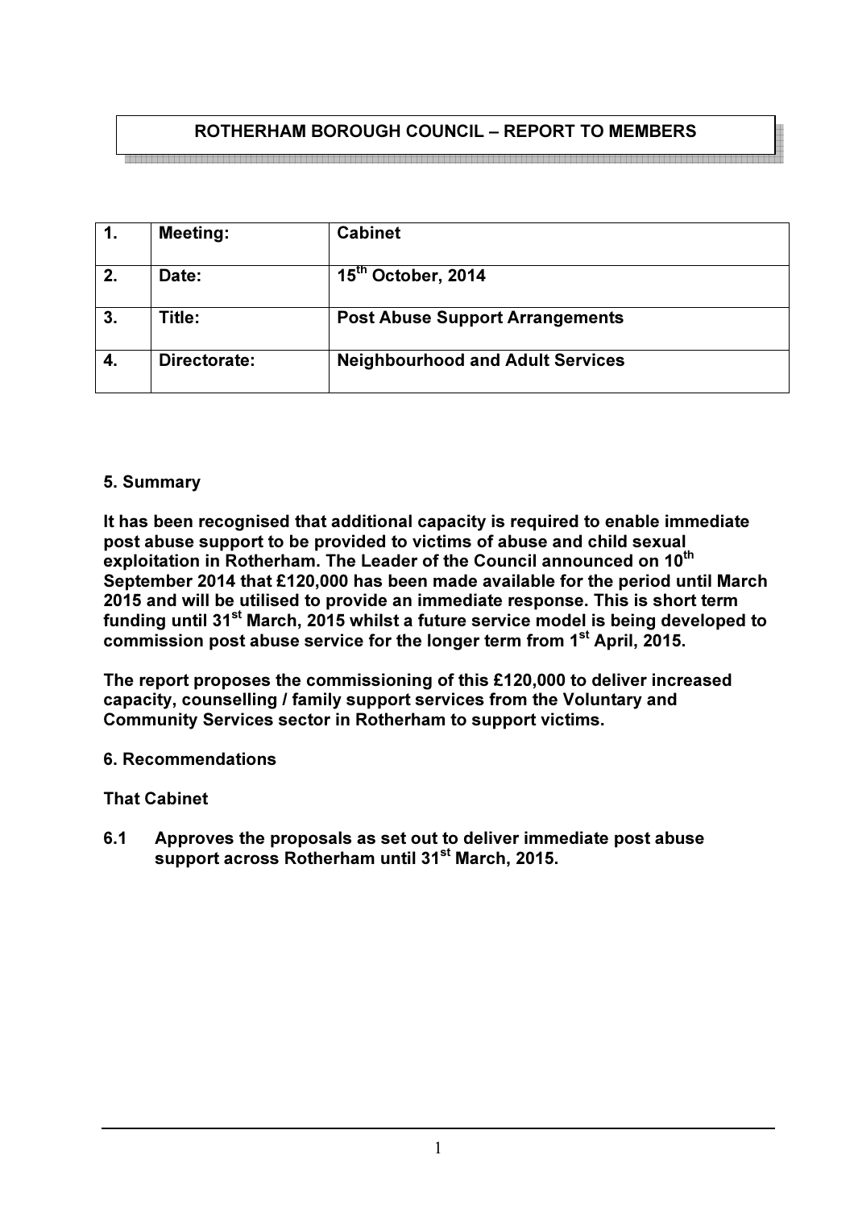**ROTHERHAM BOROUGH COUNCIL – REPORT TO MEMBERS**

| 1. | Meeting: | Cabinet |
|---|---|---|
| 2. | Date: | 15th October, 2014 |
| 3. | Title: | Post Abuse Support Arrangements |
| 4. | Directorate: | Neighbourhood and Adult Services |

**5. Summary**

**It has been recognised that additional capacity is required to enable immediate post abuse support to be provided to victims of abuse and child sexual exploitation in Rotherham. The Leader of the Council announced on 10th September 2014 that £120,000 has been made available for the period until March 2015 and will be utilised to provide an immediate response. This is short term funding until 31st March, 2015 whilst a future service model is being developed to commission post abuse service for the longer term from 1st April, 2015.**

**The report proposes the commissioning of this £120,000 to deliver increased capacity, counselling / family support services from the Voluntary and Community Services sector in Rotherham to support victims.**

**6. Recommendations**

**That Cabinet**

**6.1 Approves the proposals as set out to deliver immediate post abuse support across Rotherham until 31st March, 2015.**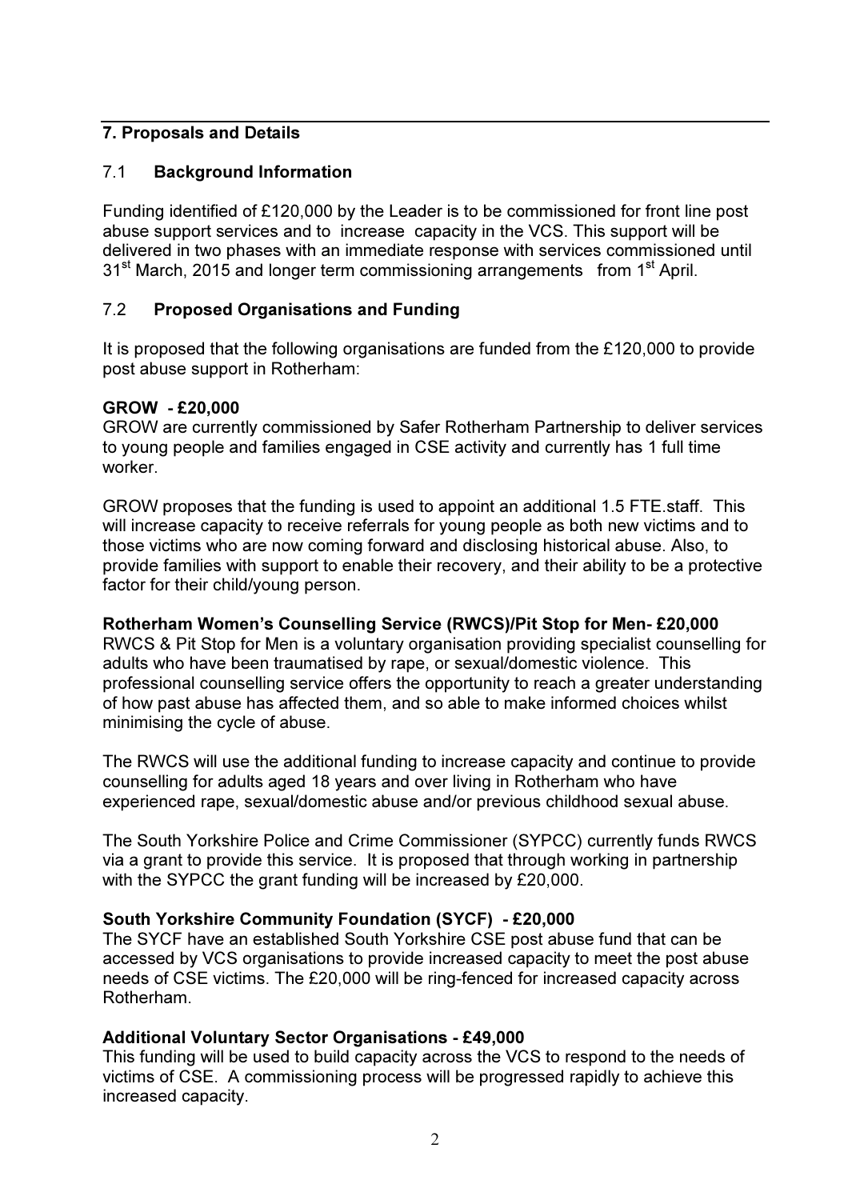## 7. Proposals and Details

### 7.1 Background Information

Funding identified of £120,000 by the Leader is to be commissioned for front line post abuse support services and to increase capacity in the VCS. This support will be delivered in two phases with an immediate response with services commissioned until 31st March, 2015 and longer term commissioning arrangements from 1st April.

### 7.2 Proposed Organisations and Funding

It is proposed that the following organisations are funded from the £120,000 to provide post abuse support in Rotherham:

**GROW - £20,000**
GROW are currently commissioned by Safer Rotherham Partnership to deliver services to young people and families engaged in CSE activity and currently has 1 full time worker.

GROW proposes that the funding is used to appoint an additional 1.5 FTE.staff. This will increase capacity to receive referrals for young people as both new victims and to those victims who are now coming forward and disclosing historical abuse. Also, to provide families with support to enable their recovery, and their ability to be a protective factor for their child/young person.

**Rotherham Women's Counselling Service (RWCS)/Pit Stop for Men- £20,000**
RWCS & Pit Stop for Men is a voluntary organisation providing specialist counselling for adults who have been traumatised by rape, or sexual/domestic violence. This professional counselling service offers the opportunity to reach a greater understanding of how past abuse has affected them, and so able to make informed choices whilst minimising the cycle of abuse.

The RWCS will use the additional funding to increase capacity and continue to provide counselling for adults aged 18 years and over living in Rotherham who have experienced rape, sexual/domestic abuse and/or previous childhood sexual abuse.

The South Yorkshire Police and Crime Commissioner (SYPCC) currently funds RWCS via a grant to provide this service. It is proposed that through working in partnership with the SYPCC the grant funding will be increased by £20,000.

**South Yorkshire Community Foundation (SYCF) - £20,000**
The SYCF have an established South Yorkshire CSE post abuse fund that can be accessed by VCS organisations to provide increased capacity to meet the post abuse needs of CSE victims. The £20,000 will be ring-fenced for increased capacity across Rotherham.

**Additional Voluntary Sector Organisations - £49,000**
This funding will be used to build capacity across the VCS to respond to the needs of victims of CSE. A commissioning process will be progressed rapidly to achieve this increased capacity.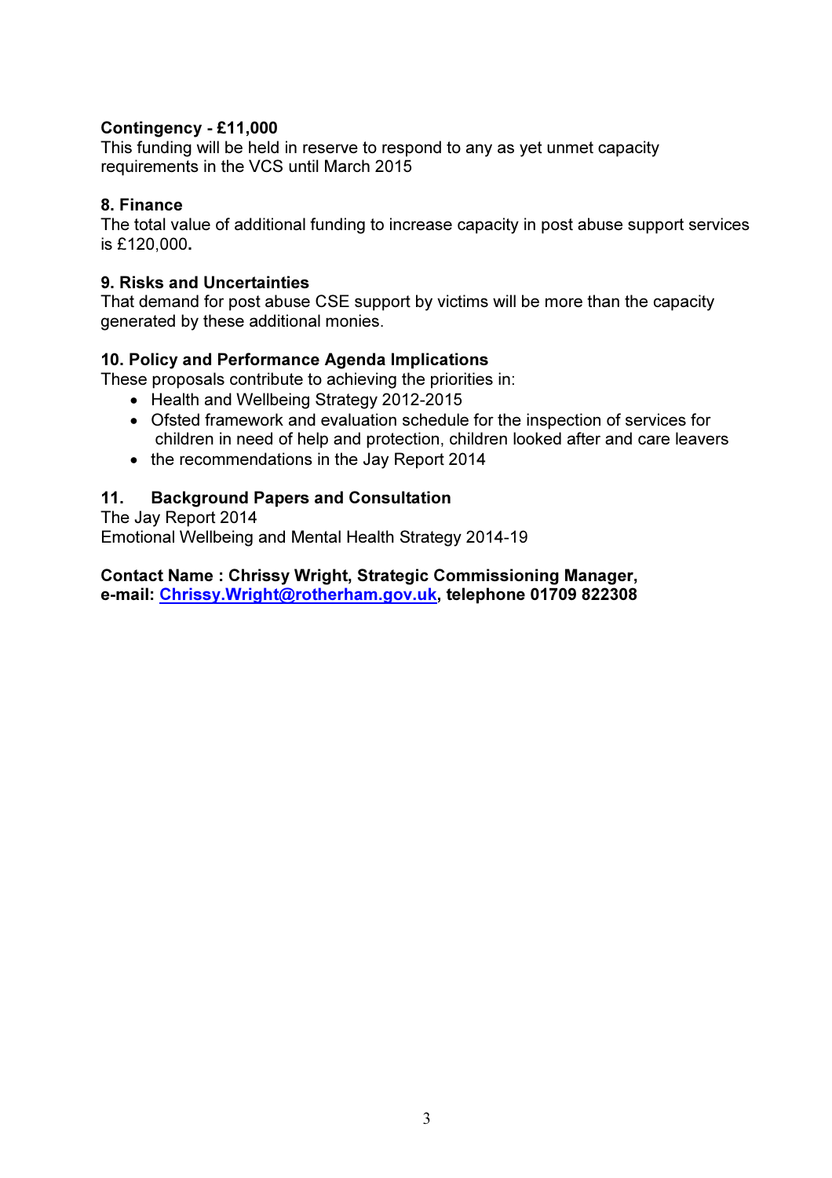**Contingency - £11,000**
This funding will be held in reserve to respond to any as yet unmet capacity requirements in the VCS until March 2015

## 8. Finance

The total value of additional funding to increase capacity in post abuse support services is £120,000**.**

## 9. Risks and Uncertainties

That demand for post abuse CSE support by victims will be more than the capacity generated by these additional monies.

## 10. Policy and Performance Agenda Implications

These proposals contribute to achieving the priorities in:

- Health and Wellbeing Strategy 2012-2015
- Ofsted framework and evaluation schedule for the inspection of services for children in need of help and protection, children looked after and care leavers
- the recommendations in the Jay Report 2014

## 11. Background Papers and Consultation

The Jay Report 2014
Emotional Wellbeing and Mental Health Strategy 2014-19

**Contact Name : Chrissy Wright, Strategic Commissioning Manager,**
**e-mail: Chrissy.Wright@rotherham.gov.uk, telephone 01709 822308**